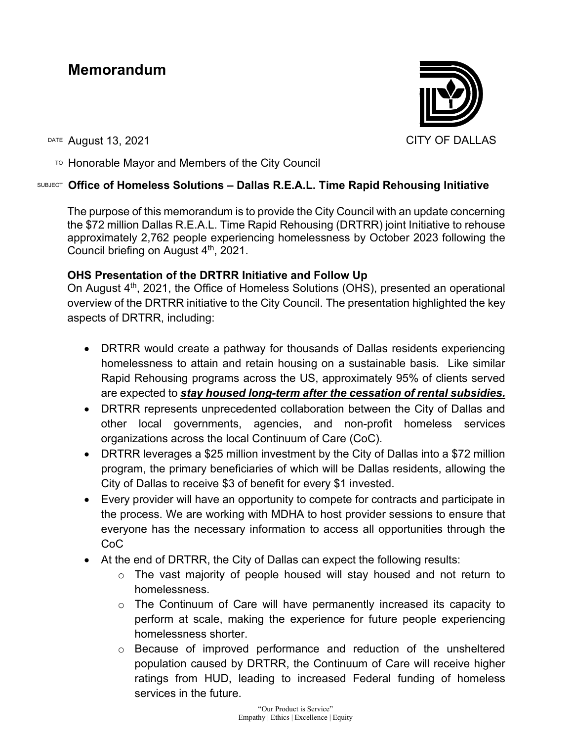# Memorandum

CITY OF DALLAS

DATE August 13, 2021

TO Honorable Mayor and Members of the City Council

SUBJECT **Office of Homeless Solutions – Dallas R.E.A.L. Time Rapid Rehousing Initiative**

The purpose of this memorandum is to provide the City Council with an update concerning the $72 million Dallas R.E.A.L. Time Rapid Rehousing (DRTRR) joint Initiative to rehouse approximately 2,762 people experiencing homelessness by October 2023 following the Council briefing on August 4th, 2021.

**OHS Presentation of the DRTRR Initiative and Follow Up**

On August 4th, 2021, the Office of Homeless Solutions (OHS), presented an operational overview of the DRTRR initiative to the City Council. The presentation highlighted the key aspects of DRTRR, including:

- DRTRR would create a pathway for thousands of Dallas residents experiencing homelessness to attain and retain housing on a sustainable basis. Like similar Rapid Rehousing programs across the US, approximately 95% of clients served are expected to ***stay housed long-term after the cessation of rental subsidies.***
- DRTRR represents unprecedented collaboration between the City of Dallas and other local governments, agencies, and non-profit homeless services organizations across the local Continuum of Care (CoC).
- DRTRR leverages a $25 million investment by the City of Dallas into a $72 million program, the primary beneficiaries of which will be Dallas residents, allowing the City of Dallas to receive $3 of benefit for every $1 invested.
- Every provider will have an opportunity to compete for contracts and participate in the process. We are working with MDHA to host provider sessions to ensure that everyone has the necessary information to access all opportunities through the CoC
- At the end of DRTRR, the City of Dallas can expect the following results:
  - The vast majority of people housed will stay housed and not return to homelessness.
  - The Continuum of Care will have permanently increased its capacity to perform at scale, making the experience for future people experiencing homelessness shorter.
  - Because of improved performance and reduction of the unsheltered population caused by DRTRR, the Continuum of Care will receive higher ratings from HUD, leading to increased Federal funding of homeless services in the future.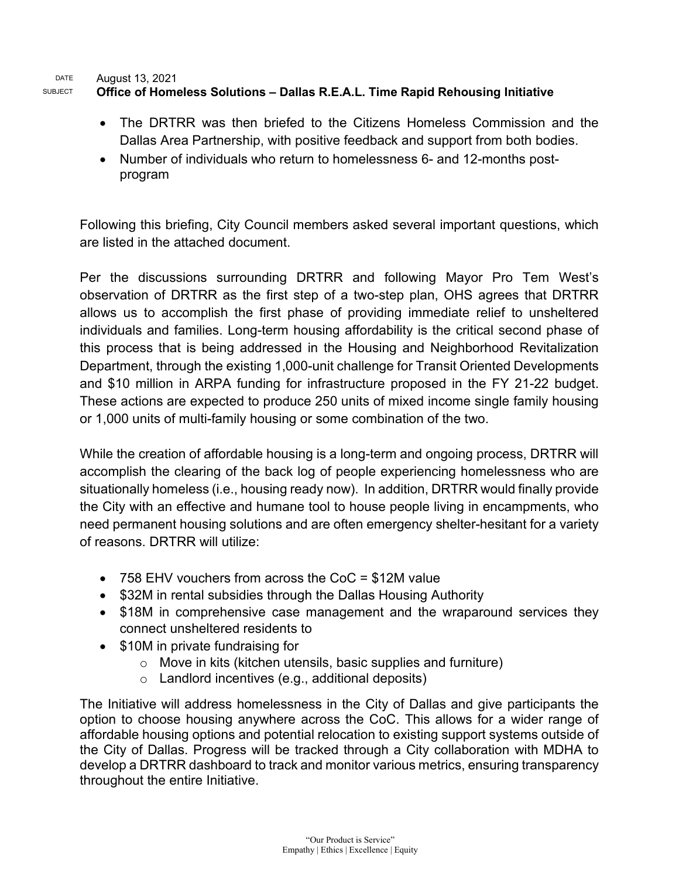- The DRTRR was then briefed to the Citizens Homeless Commission and the Dallas Area Partnership, with positive feedback and support from both bodies.
- Number of individuals who return to homelessness 6- and 12-months post-program

Following this briefing, City Council members asked several important questions, which are listed in the attached document.

Per the discussions surrounding DRTRR and following Mayor Pro Tem West's observation of DRTRR as the first step of a two-step plan, OHS agrees that DRTRR allows us to accomplish the first phase of providing immediate relief to unsheltered individuals and families. Long-term housing affordability is the critical second phase of this process that is being addressed in the Housing and Neighborhood Revitalization Department, through the existing 1,000-unit challenge for Transit Oriented Developments and $10 million in ARPA funding for infrastructure proposed in the FY 21-22 budget. These actions are expected to produce 250 units of mixed income single family housing or 1,000 units of multi-family housing or some combination of the two.

While the creation of affordable housing is a long-term and ongoing process, DRTRR will accomplish the clearing of the back log of people experiencing homelessness who are situationally homeless (i.e., housing ready now). In addition, DRTRR would finally provide the City with an effective and humane tool to house people living in encampments, who need permanent housing solutions and are often emergency shelter-hesitant for a variety of reasons. DRTRR will utilize:

- 758 EHV vouchers from across the CoC = $12M value
- $32M in rental subsidies through the Dallas Housing Authority
- $18M in comprehensive case management and the wraparound services they connect unsheltered residents to
- $10M in private fundraising for
  - Move in kits (kitchen utensils, basic supplies and furniture)
  - Landlord incentives (e.g., additional deposits)

The Initiative will address homelessness in the City of Dallas and give participants the option to choose housing anywhere across the CoC. This allows for a wider range of affordable housing options and potential relocation to existing support systems outside of the City of Dallas. Progress will be tracked through a City collaboration with MDHA to develop a DRTRR dashboard to track and monitor various metrics, ensuring transparency throughout the entire Initiative.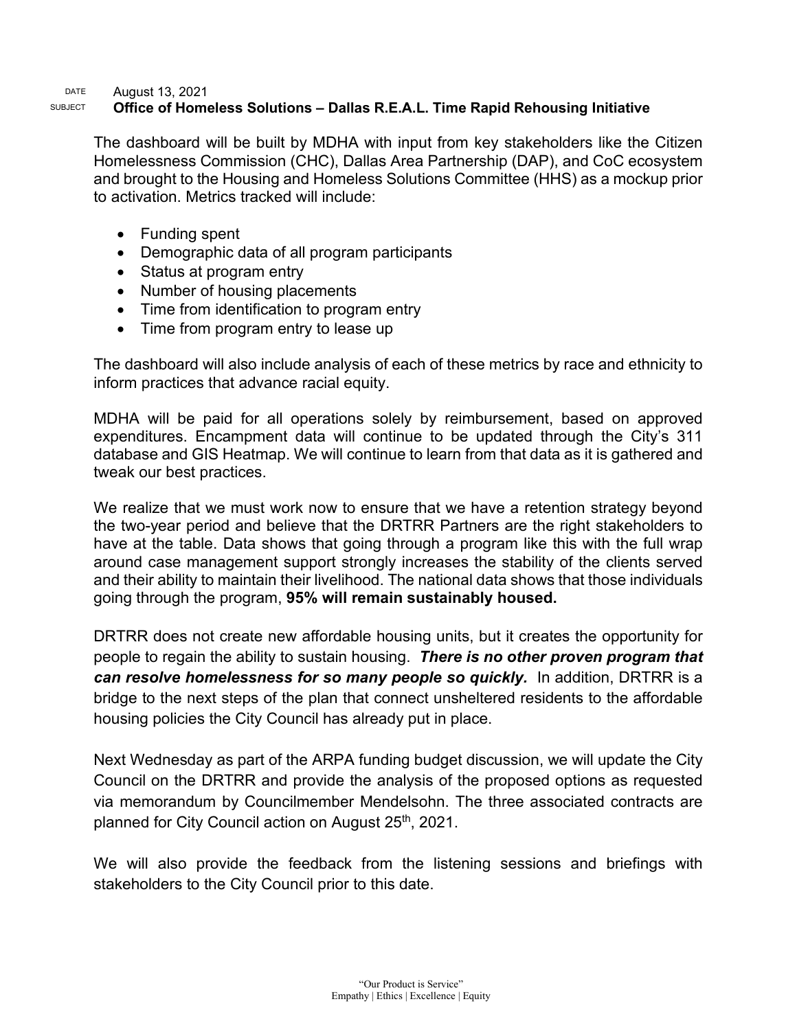DATE August 13, 2021
SUBJECT **Office of Homeless Solutions – Dallas R.E.A.L. Time Rapid Rehousing Initiative**

The dashboard will be built by MDHA with input from key stakeholders like the Citizen Homelessness Commission (CHC), Dallas Area Partnership (DAP), and CoC ecosystem and brought to the Housing and Homeless Solutions Committee (HHS) as a mockup prior to activation. Metrics tracked will include:

- Funding spent
- Demographic data of all program participants
- Status at program entry
- Number of housing placements
- Time from identification to program entry
- Time from program entry to lease up

The dashboard will also include analysis of each of these metrics by race and ethnicity to inform practices that advance racial equity.

MDHA will be paid for all operations solely by reimbursement, based on approved expenditures. Encampment data will continue to be updated through the City's 311 database and GIS Heatmap. We will continue to learn from that data as it is gathered and tweak our best practices.

We realize that we must work now to ensure that we have a retention strategy beyond the two-year period and believe that the DRTRR Partners are the right stakeholders to have at the table. Data shows that going through a program like this with the full wrap around case management support strongly increases the stability of the clients served and their ability to maintain their livelihood. The national data shows that those individuals going through the program, **95% will remain sustainably housed.**

DRTRR does not create new affordable housing units, but it creates the opportunity for people to regain the ability to sustain housing. ***There is no other proven program that can resolve homelessness for so many people so quickly.*** In addition, DRTRR is a bridge to the next steps of the plan that connect unsheltered residents to the affordable housing policies the City Council has already put in place.

Next Wednesday as part of the ARPA funding budget discussion, we will update the City Council on the DRTRR and provide the analysis of the proposed options as requested via memorandum by Councilmember Mendelsohn. The three associated contracts are planned for City Council action on August 25th, 2021.

We will also provide the feedback from the listening sessions and briefings with stakeholders to the City Council prior to this date.

"Our Product is Service"
Empathy | Ethics | Excellence | Equity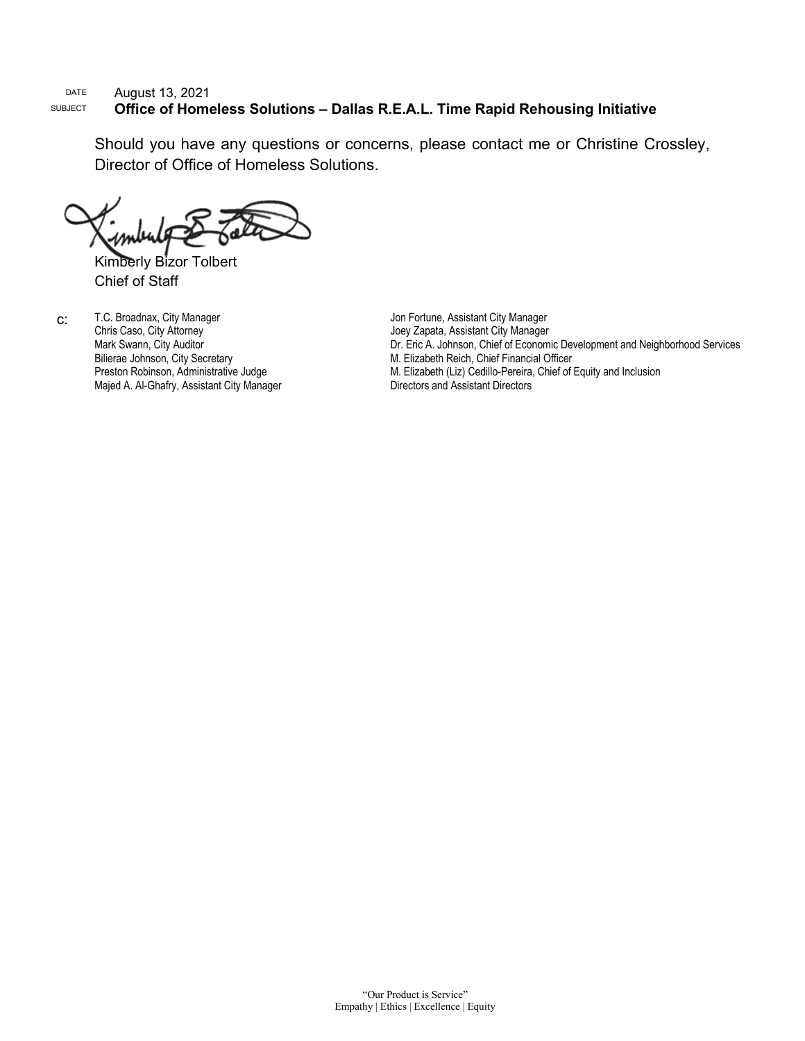DATE August 13, 2021

SUBJECT **Office of Homeless Solutions – Dallas R.E.A.L. Time Rapid Rehousing Initiative**

Should you have any questions or concerns, please contact me or Christine Crossley, Director of Office of Homeless Solutions.

Kimberly Bizor Tolbert
Chief of Staff

c:
T.C. Broadnax, City Manager
Chris Caso, City Attorney
Mark Swann, City Auditor
Bilierae Johnson, City Secretary
Preston Robinson, Administrative Judge
Majed A. Al-Ghafry, Assistant City Manager
Jon Fortune, Assistant City Manager
Joey Zapata, Assistant City Manager
Dr. Eric A. Johnson, Chief of Economic Development and Neighborhood Services
M. Elizabeth Reich, Chief Financial Officer
M. Elizabeth (Liz) Cedillo-Pereira, Chief of Equity and Inclusion
Directors and Assistant Directors

"Our Product is Service"
Empathy | Ethics | Excellence | Equity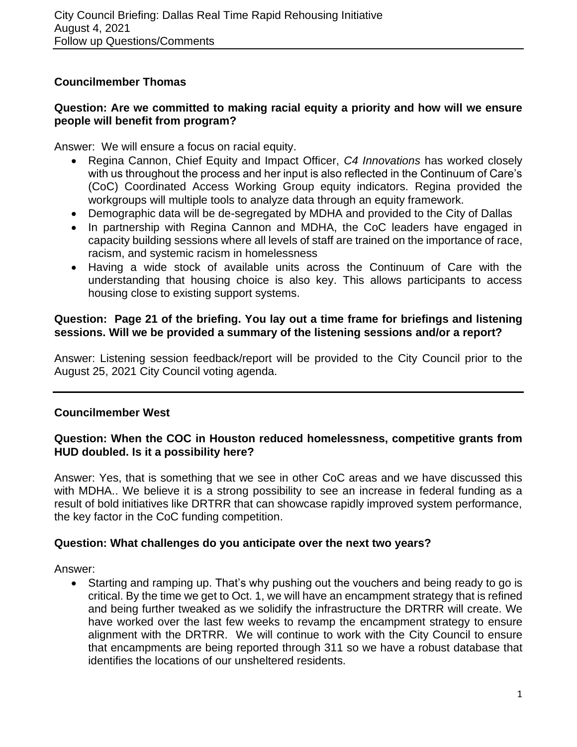City Council Briefing: Dallas Real Time Rapid Rehousing Initiative
August 4, 2021
Follow up Questions/Comments

---

### Councilmember Thomas

**Question: Are we committed to making racial equity a priority and how will we ensure people will benefit from program?**

Answer: We will ensure a focus on racial equity.

- Regina Cannon, Chief Equity and Impact Officer, *C4 Innovations* has worked closely with us throughout the process and her input is also reflected in the Continuum of Care's (CoC) Coordinated Access Working Group equity indicators. Regina provided the workgroups will multiple tools to analyze data through an equity framework.
- Demographic data will be de-segregated by MDHA and provided to the City of Dallas
- In partnership with Regina Cannon and MDHA, the CoC leaders have engaged in capacity building sessions where all levels of staff are trained on the importance of race, racism, and systemic racism in homelessness
- Having a wide stock of available units across the Continuum of Care with the understanding that housing choice is also key. This allows participants to access housing close to existing support systems.

**Question: Page 21 of the briefing. You lay out a time frame for briefings and listening sessions. Will we be provided a summary of the listening sessions and/or a report?**

Answer: Listening session feedback/report will be provided to the City Council prior to the August 25, 2021 City Council voting agenda.

---

### Councilmember West

**Question: When the COC in Houston reduced homelessness, competitive grants from HUD doubled. Is it a possibility here?**

Answer: Yes, that is something that we see in other CoC areas and we have discussed this with MDHA.. We believe it is a strong possibility to see an increase in federal funding as a result of bold initiatives like DRTRR that can showcase rapidly improved system performance, the key factor in the CoC funding competition.

**Question: What challenges do you anticipate over the next two years?**

Answer:

- Starting and ramping up. That's why pushing out the vouchers and being ready to go is critical. By the time we get to Oct. 1, we will have an encampment strategy that is refined and being further tweaked as we solidify the infrastructure the DRTRR will create. We have worked over the last few weeks to revamp the encampment strategy to ensure alignment with the DRTRR. We will continue to work with the City Council to ensure that encampments are being reported through 311 so we have a robust database that identifies the locations of our unsheltered residents.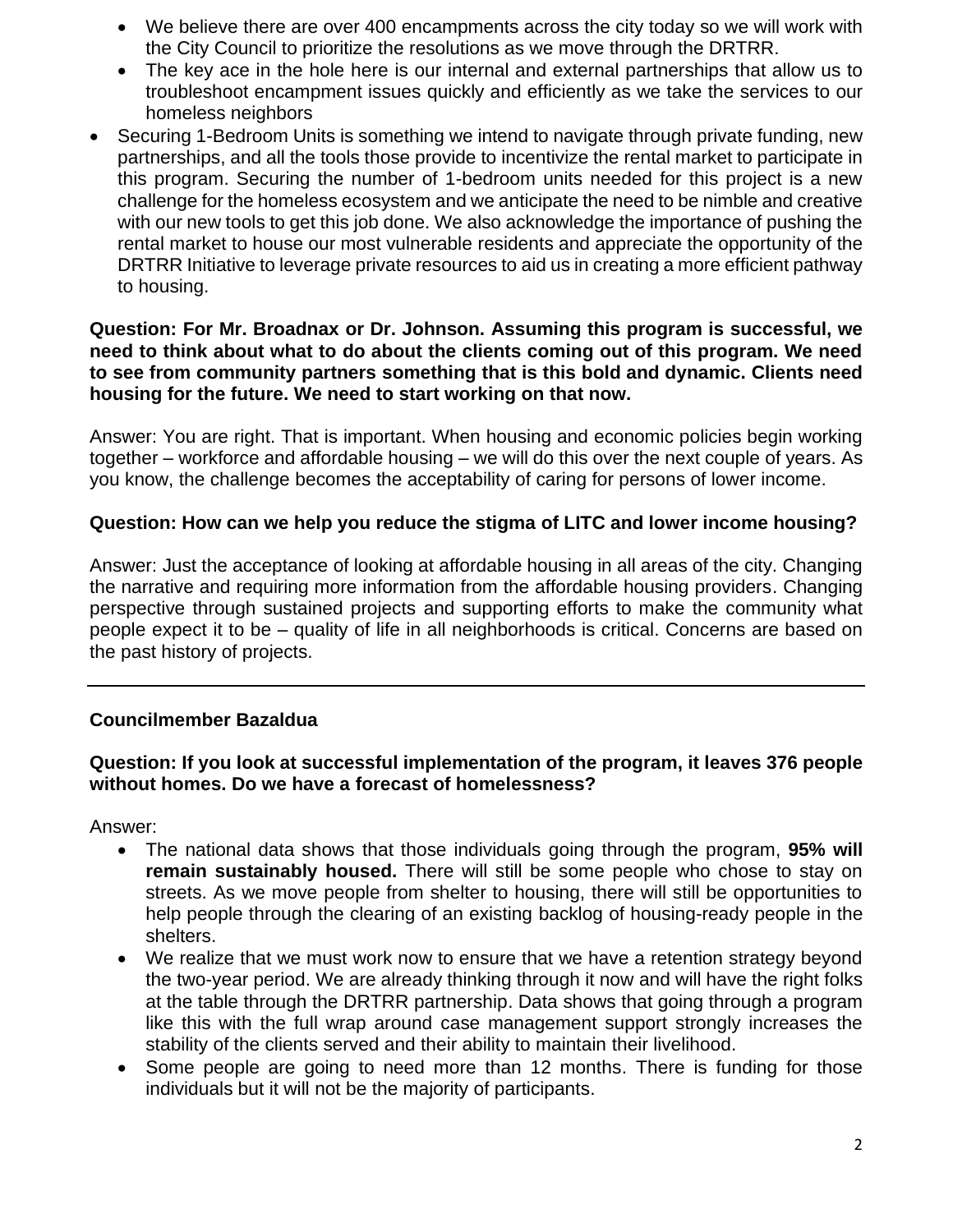- We believe there are over 400 encampments across the city today so we will work with the City Council to prioritize the resolutions as we move through the DRTRR.
- The key ace in the hole here is our internal and external partnerships that allow us to troubleshoot encampment issues quickly and efficiently as we take the services to our homeless neighbors
- Securing 1-Bedroom Units is something we intend to navigate through private funding, new partnerships, and all the tools those provide to incentivize the rental market to participate in this program. Securing the number of 1-bedroom units needed for this project is a new challenge for the homeless ecosystem and we anticipate the need to be nimble and creative with our new tools to get this job done. We also acknowledge the importance of pushing the rental market to house our most vulnerable residents and appreciate the opportunity of the DRTRR Initiative to leverage private resources to aid us in creating a more efficient pathway to housing.

**Question: For Mr. Broadnax or Dr. Johnson. Assuming this program is successful, we need to think about what to do about the clients coming out of this program. We need to see from community partners something that is this bold and dynamic. Clients need housing for the future. We need to start working on that now.**

Answer: You are right. That is important. When housing and economic policies begin working together – workforce and affordable housing – we will do this over the next couple of years. As you know, the challenge becomes the acceptability of caring for persons of lower income.

**Question: How can we help you reduce the stigma of LITC and lower income housing?**

Answer: Just the acceptance of looking at affordable housing in all areas of the city. Changing the narrative and requiring more information from the affordable housing providers. Changing perspective through sustained projects and supporting efforts to make the community what people expect it to be – quality of life in all neighborhoods is critical. Concerns are based on the past history of projects.

---

**Councilmember Bazaldua**

**Question: If you look at successful implementation of the program, it leaves 376 people without homes. Do we have a forecast of homelessness?**

Answer:

- The national data shows that those individuals going through the program, **95% will remain sustainably housed.** There will still be some people who chose to stay on streets. As we move people from shelter to housing, there will still be opportunities to help people through the clearing of an existing backlog of housing-ready people in the shelters.
- We realize that we must work now to ensure that we have a retention strategy beyond the two-year period. We are already thinking through it now and will have the right folks at the table through the DRTRR partnership. Data shows that going through a program like this with the full wrap around case management support strongly increases the stability of the clients served and their ability to maintain their livelihood.
- Some people are going to need more than 12 months. There is funding for those individuals but it will not be the majority of participants.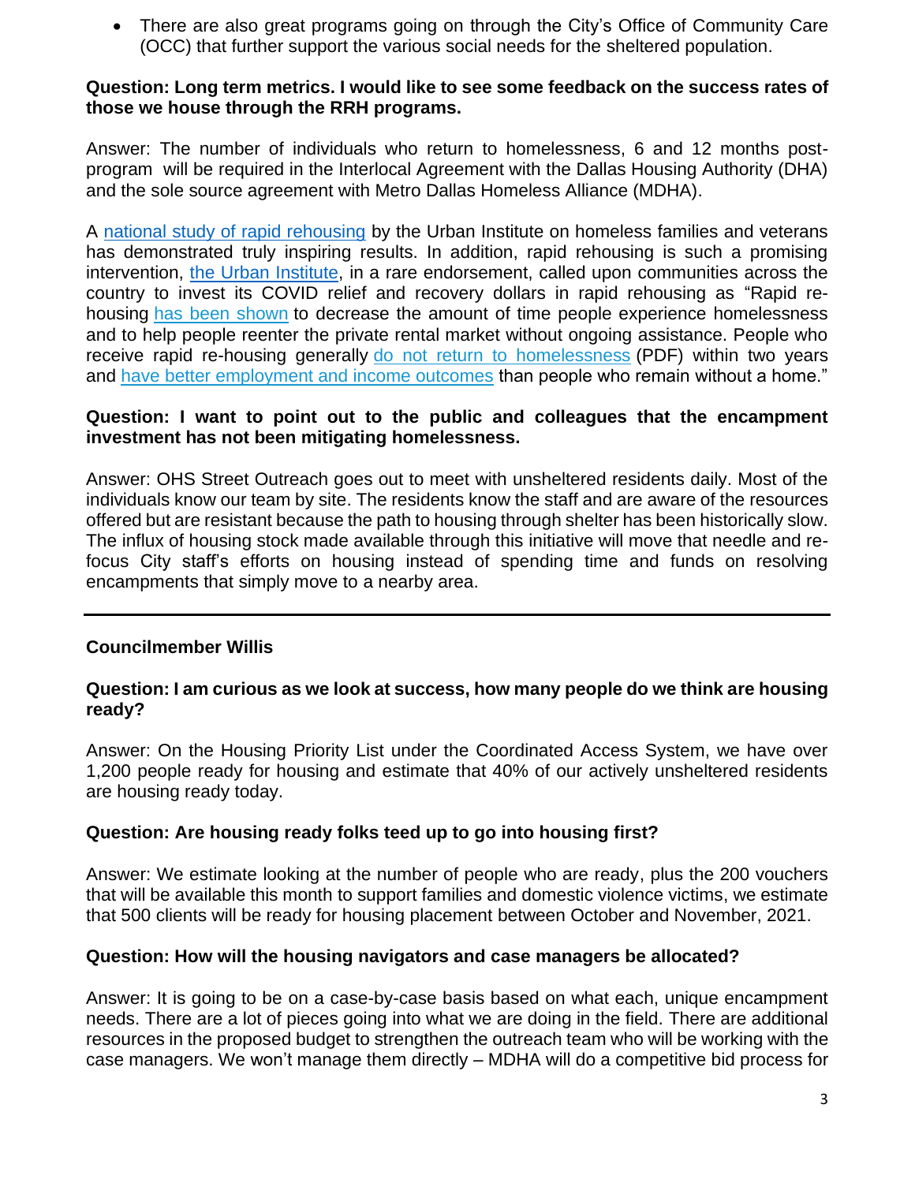- There are also great programs going on through the City's Office of Community Care (OCC) that further support the various social needs for the sheltered population.

**Question: Long term metrics. I would like to see some feedback on the success rates of those we house through the RRH programs.**

Answer: The number of individuals who return to homelessness, 6 and 12 months post-program will be required in the Interlocal Agreement with the Dallas Housing Authority (DHA) and the sole source agreement with Metro Dallas Homeless Alliance (MDHA).

A national study of rapid rehousing by the Urban Institute on homeless families and veterans has demonstrated truly inspiring results. In addition, rapid rehousing is such a promising intervention, the Urban Institute, in a rare endorsement, called upon communities across the country to invest its COVID relief and recovery dollars in rapid rehousing as "Rapid re-housing has been shown to decrease the amount of time people experience homelessness and to help people reenter the private rental market without ongoing assistance. People who receive rapid re-housing generally do not return to homelessness (PDF) within two years and have better employment and income outcomes than people who remain without a home."

**Question: I want to point out to the public and colleagues that the encampment investment has not been mitigating homelessness.**

Answer: OHS Street Outreach goes out to meet with unsheltered residents daily. Most of the individuals know our team by site. The residents know the staff and are aware of the resources offered but are resistant because the path to housing through shelter has been historically slow. The influx of housing stock made available through this initiative will move that needle and re-focus City staff's efforts on housing instead of spending time and funds on resolving encampments that simply move to a nearby area.

---

**Councilmember Willis**

**Question: I am curious as we look at success, how many people do we think are housing ready?**

Answer: On the Housing Priority List under the Coordinated Access System, we have over 1,200 people ready for housing and estimate that 40% of our actively unsheltered residents are housing ready today.

**Question: Are housing ready folks teed up to go into housing first?**

Answer: We estimate looking at the number of people who are ready, plus the 200 vouchers that will be available this month to support families and domestic violence victims, we estimate that 500 clients will be ready for housing placement between October and November, 2021.

**Question: How will the housing navigators and case managers be allocated?**

Answer: It is going to be on a case-by-case basis based on what each, unique encampment needs. There are a lot of pieces going into what we are doing in the field. There are additional resources in the proposed budget to strengthen the outreach team who will be working with the case managers. We won't manage them directly – MDHA will do a competitive bid process for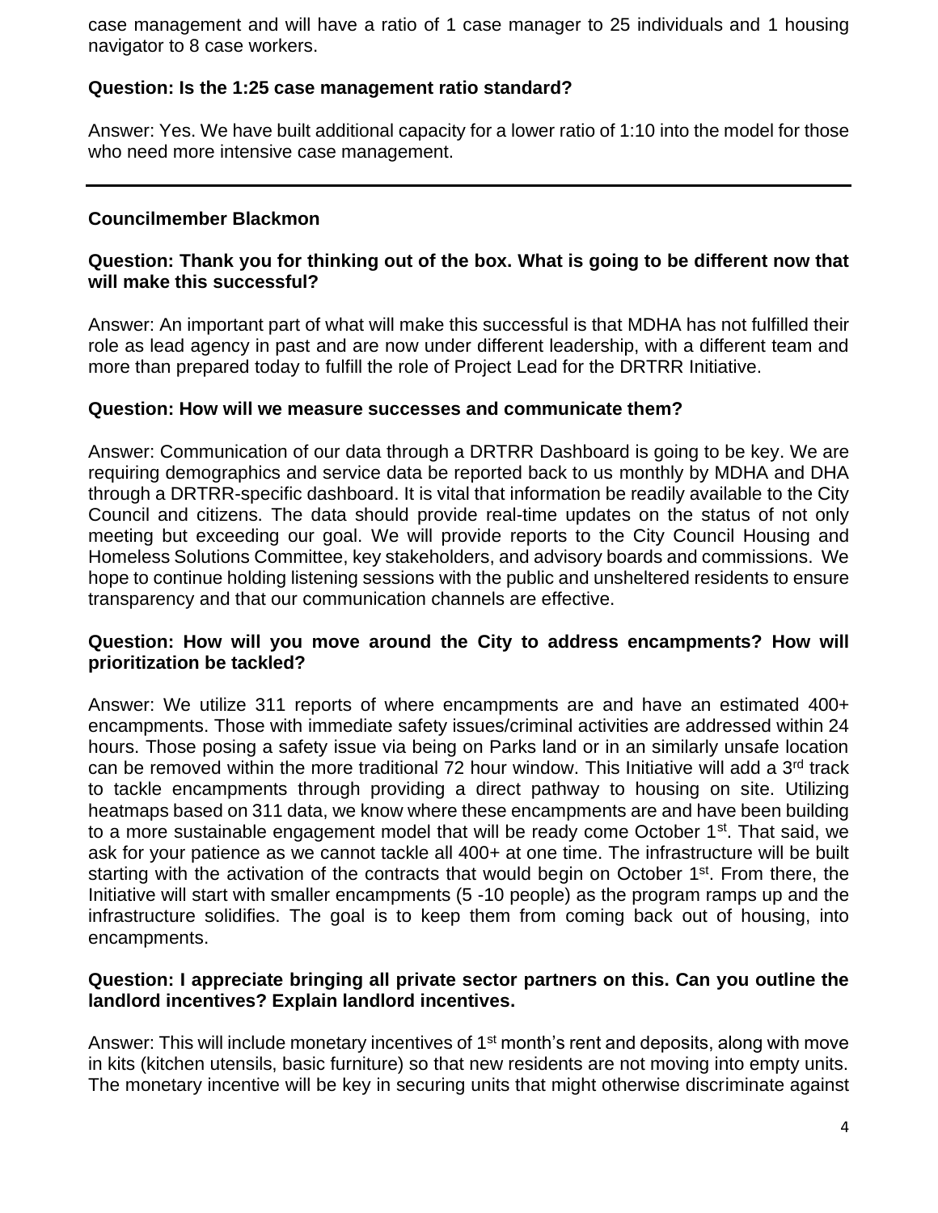case management and will have a ratio of 1 case manager to 25 individuals and 1 housing navigator to 8 case workers.

**Question: Is the 1:25 case management ratio standard?**

Answer: Yes. We have built additional capacity for a lower ratio of 1:10 into the model for those who need more intensive case management.

---

**Councilmember Blackmon**

**Question: Thank you for thinking out of the box. What is going to be different now that will make this successful?**

Answer: An important part of what will make this successful is that MDHA has not fulfilled their role as lead agency in past and are now under different leadership, with a different team and more than prepared today to fulfill the role of Project Lead for the DRTRR Initiative.

**Question: How will we measure successes and communicate them?**

Answer: Communication of our data through a DRTRR Dashboard is going to be key. We are requiring demographics and service data be reported back to us monthly by MDHA and DHA through a DRTRR-specific dashboard. It is vital that information be readily available to the City Council and citizens. The data should provide real-time updates on the status of not only meeting but exceeding our goal. We will provide reports to the City Council Housing and Homeless Solutions Committee, key stakeholders, and advisory boards and commissions. We hope to continue holding listening sessions with the public and unsheltered residents to ensure transparency and that our communication channels are effective.

**Question: How will you move around the City to address encampments? How will prioritization be tackled?**

Answer: We utilize 311 reports of where encampments are and have an estimated 400+ encampments. Those with immediate safety issues/criminal activities are addressed within 24 hours. Those posing a safety issue via being on Parks land or in an similarly unsafe location can be removed within the more traditional 72 hour window. This Initiative will add a 3rd track to tackle encampments through providing a direct pathway to housing on site. Utilizing heatmaps based on 311 data, we know where these encampments are and have been building to a more sustainable engagement model that will be ready come October 1st. That said, we ask for your patience as we cannot tackle all 400+ at one time. The infrastructure will be built starting with the activation of the contracts that would begin on October 1st. From there, the Initiative will start with smaller encampments (5 -10 people) as the program ramps up and the infrastructure solidifies. The goal is to keep them from coming back out of housing, into encampments.

**Question: I appreciate bringing all private sector partners on this. Can you outline the landlord incentives? Explain landlord incentives.**

Answer: This will include monetary incentives of 1st month's rent and deposits, along with move in kits (kitchen utensils, basic furniture) so that new residents are not moving into empty units. The monetary incentive will be key in securing units that might otherwise discriminate against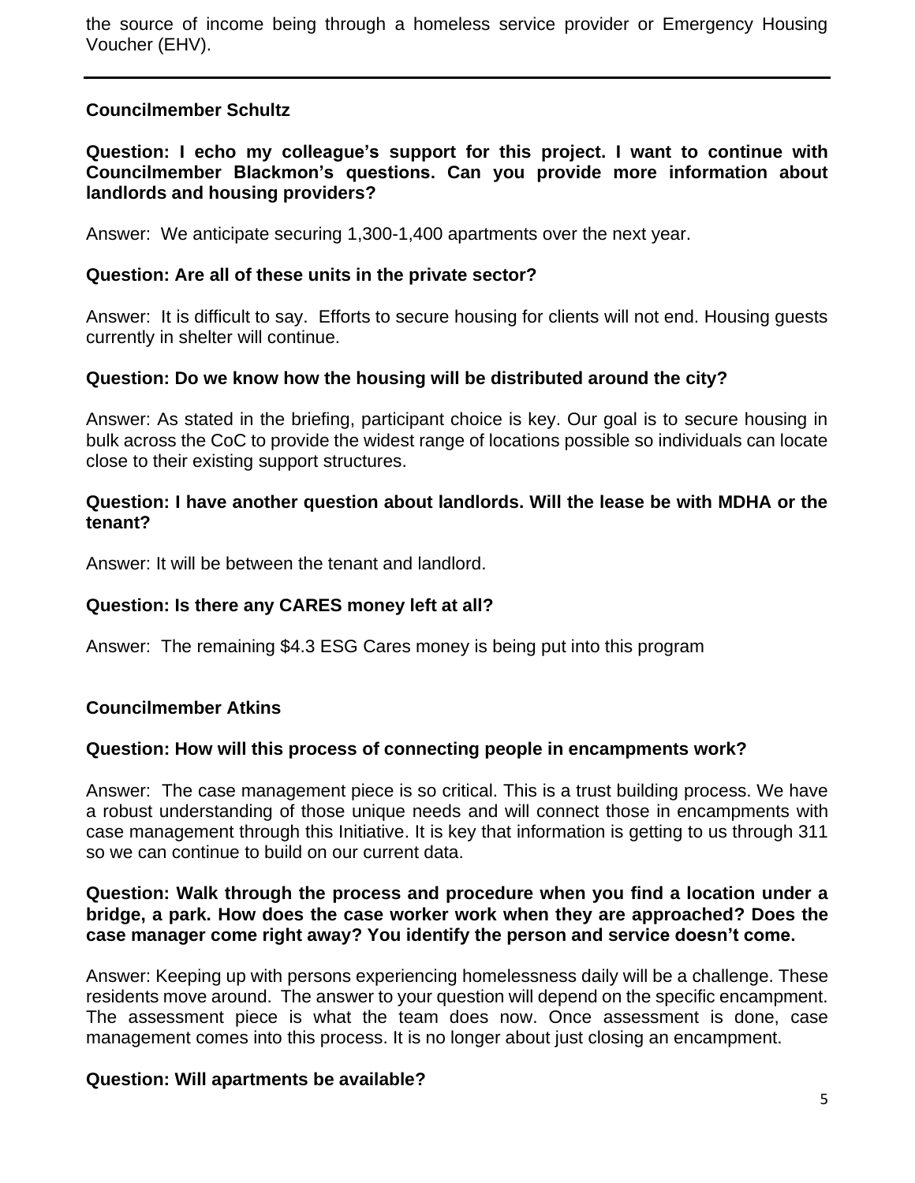the source of income being through a homeless service provider or Emergency Housing Voucher (EHV).

---

**Councilmember Schultz**

**Question: I echo my colleague's support for this project. I want to continue with Councilmember Blackmon's questions. Can you provide more information about landlords and housing providers?**

Answer: We anticipate securing 1,300-1,400 apartments over the next year.

**Question: Are all of these units in the private sector?**

Answer: It is difficult to say. Efforts to secure housing for clients will not end. Housing guests currently in shelter will continue.

**Question: Do we know how the housing will be distributed around the city?**

Answer: As stated in the briefing, participant choice is key. Our goal is to secure housing in bulk across the CoC to provide the widest range of locations possible so individuals can locate close to their existing support structures.

**Question: I have another question about landlords. Will the lease be with MDHA or the tenant?**

Answer: It will be between the tenant and landlord.

**Question: Is there any CARES money left at all?**

Answer: The remaining $4.3 ESG Cares money is being put into this program

**Councilmember Atkins**

**Question: How will this process of connecting people in encampments work?**

Answer: The case management piece is so critical. This is a trust building process. We have a robust understanding of those unique needs and will connect those in encampments with case management through this Initiative. It is key that information is getting to us through 311 so we can continue to build on our current data.

**Question: Walk through the process and procedure when you find a location under a bridge, a park. How does the case worker work when they are approached? Does the case manager come right away? You identify the person and service doesn't come.**

Answer: Keeping up with persons experiencing homelessness daily will be a challenge. These residents move around. The answer to your question will depend on the specific encampment. The assessment piece is what the team does now. Once assessment is done, case management comes into this process. It is no longer about just closing an encampment.

**Question: Will apartments be available?**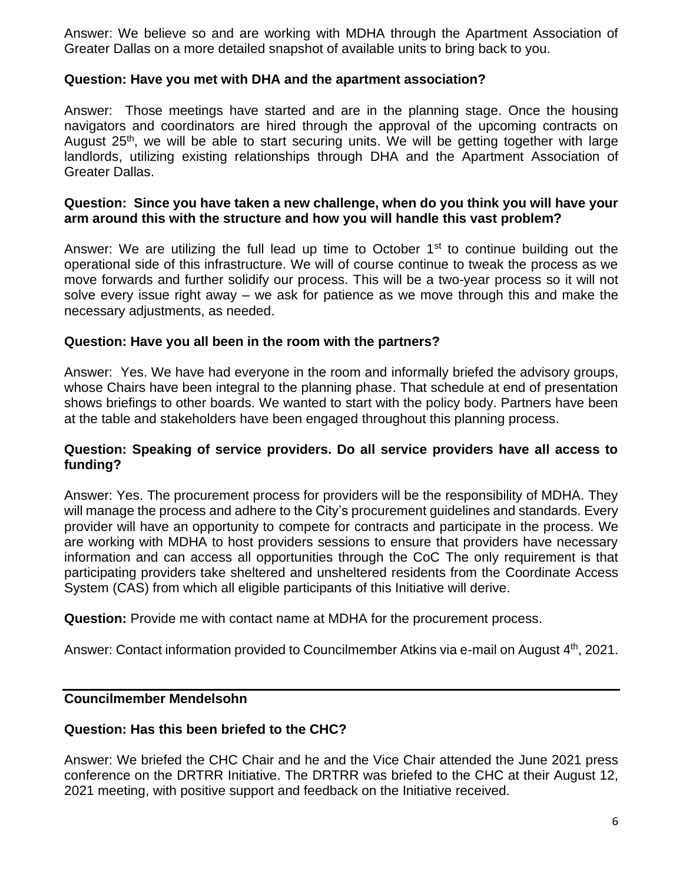Answer: We believe so and are working with MDHA through the Apartment Association of Greater Dallas on a more detailed snapshot of available units to bring back to you.

**Question: Have you met with DHA and the apartment association?**

Answer: Those meetings have started and are in the planning stage. Once the housing navigators and coordinators are hired through the approval of the upcoming contracts on August 25th, we will be able to start securing units. We will be getting together with large landlords, utilizing existing relationships through DHA and the Apartment Association of Greater Dallas.

**Question: Since you have taken a new challenge, when do you think you will have your arm around this with the structure and how you will handle this vast problem?**

Answer: We are utilizing the full lead up time to October 1st to continue building out the operational side of this infrastructure. We will of course continue to tweak the process as we move forwards and further solidify our process. This will be a two-year process so it will not solve every issue right away – we ask for patience as we move through this and make the necessary adjustments, as needed.

**Question: Have you all been in the room with the partners?**

Answer: Yes. We have had everyone in the room and informally briefed the advisory groups, whose Chairs have been integral to the planning phase. That schedule at end of presentation shows briefings to other boards. We wanted to start with the policy body. Partners have been at the table and stakeholders have been engaged throughout this planning process.

**Question: Speaking of service providers. Do all service providers have all access to funding?**

Answer: Yes. The procurement process for providers will be the responsibility of MDHA. They will manage the process and adhere to the City's procurement guidelines and standards. Every provider will have an opportunity to compete for contracts and participate in the process. We are working with MDHA to host providers sessions to ensure that providers have necessary information and can access all opportunities through the CoC The only requirement is that participating providers take sheltered and unsheltered residents from the Coordinate Access System (CAS) from which all eligible participants of this Initiative will derive.

**Question:** Provide me with contact name at MDHA for the procurement process.

Answer: Contact information provided to Councilmember Atkins via e-mail on August 4th, 2021.

---

**Councilmember Mendelsohn**

**Question: Has this been briefed to the CHC?**

Answer: We briefed the CHC Chair and he and the Vice Chair attended the June 2021 press conference on the DRTRR Initiative. The DRTRR was briefed to the CHC at their August 12, 2021 meeting, with positive support and feedback on the Initiative received.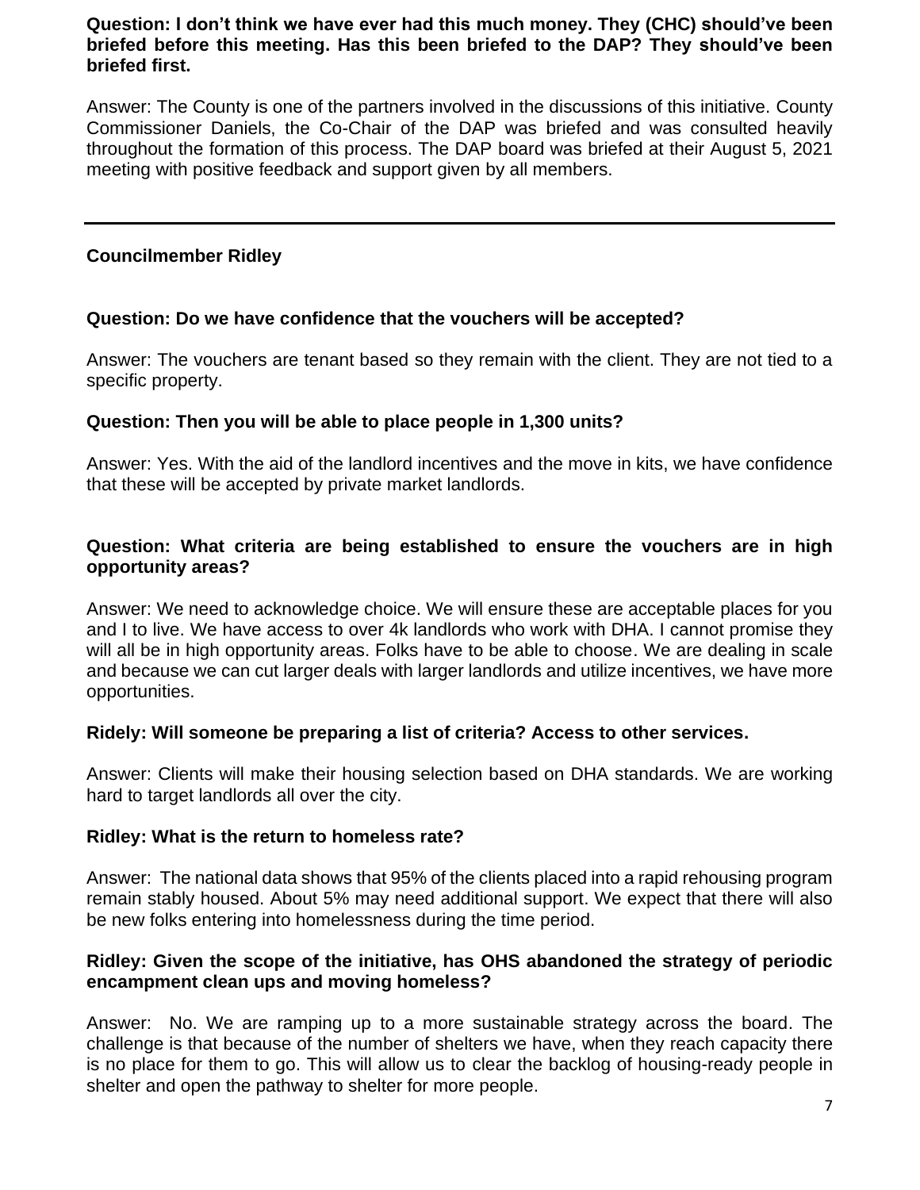**Question: I don't think we have ever had this much money. They (CHC) should've been briefed before this meeting. Has this been briefed to the DAP? They should've been briefed first.**

Answer: The County is one of the partners involved in the discussions of this initiative. County Commissioner Daniels, the Co-Chair of the DAP was briefed and was consulted heavily throughout the formation of this process. The DAP board was briefed at their August 5, 2021 meeting with positive feedback and support given by all members.

---

**Councilmember Ridley**

**Question: Do we have confidence that the vouchers will be accepted?**

Answer: The vouchers are tenant based so they remain with the client. They are not tied to a specific property.

**Question: Then you will be able to place people in 1,300 units?**

Answer: Yes. With the aid of the landlord incentives and the move in kits, we have confidence that these will be accepted by private market landlords.

**Question: What criteria are being established to ensure the vouchers are in high opportunity areas?**

Answer: We need to acknowledge choice. We will ensure these are acceptable places for you and I to live. We have access to over 4k landlords who work with DHA. I cannot promise they will all be in high opportunity areas. Folks have to be able to choose. We are dealing in scale and because we can cut larger deals with larger landlords and utilize incentives, we have more opportunities.

**Ridely: Will someone be preparing a list of criteria? Access to other services.**

Answer: Clients will make their housing selection based on DHA standards. We are working hard to target landlords all over the city.

**Ridley: What is the return to homeless rate?**

Answer: The national data shows that 95% of the clients placed into a rapid rehousing program remain stably housed. About 5% may need additional support. We expect that there will also be new folks entering into homelessness during the time period.

**Ridley: Given the scope of the initiative, has OHS abandoned the strategy of periodic encampment clean ups and moving homeless?**

Answer: No. We are ramping up to a more sustainable strategy across the board. The challenge is that because of the number of shelters we have, when they reach capacity there is no place for them to go. This will allow us to clear the backlog of housing-ready people in shelter and open the pathway to shelter for more people.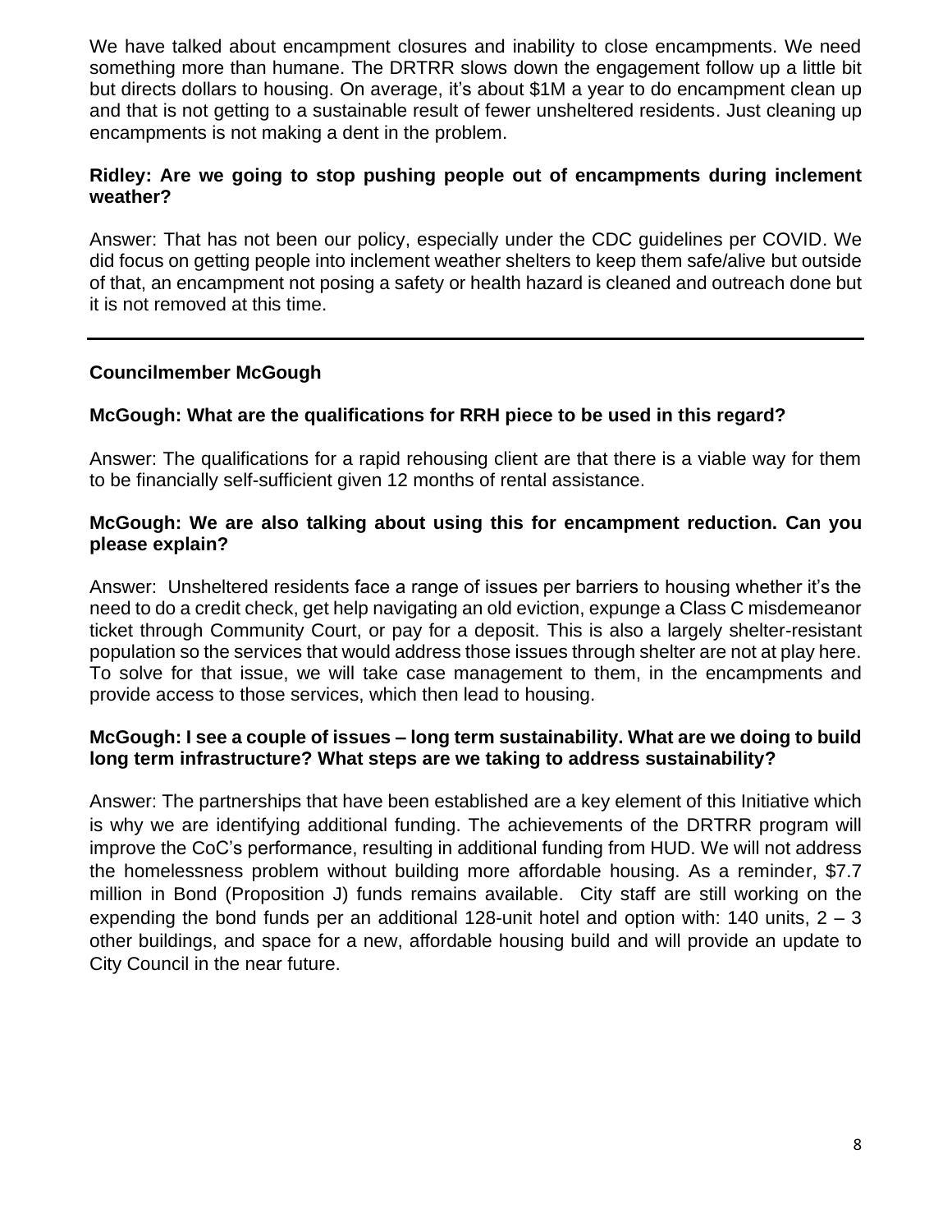We have talked about encampment closures and inability to close encampments. We need something more than humane. The DRTRR slows down the engagement follow up a little bit but directs dollars to housing. On average, it's about $1M a year to do encampment clean up and that is not getting to a sustainable result of fewer unsheltered residents. Just cleaning up encampments is not making a dent in the problem.

**Ridley: Are we going to stop pushing people out of encampments during inclement weather?**

Answer: That has not been our policy, especially under the CDC guidelines per COVID. We did focus on getting people into inclement weather shelters to keep them safe/alive but outside of that, an encampment not posing a safety or health hazard is cleaned and outreach done but it is not removed at this time.

---

**Councilmember McGough**

**McGough: What are the qualifications for RRH piece to be used in this regard?**

Answer: The qualifications for a rapid rehousing client are that there is a viable way for them to be financially self-sufficient given 12 months of rental assistance.

**McGough: We are also talking about using this for encampment reduction. Can you please explain?**

Answer: Unsheltered residents face a range of issues per barriers to housing whether it's the need to do a credit check, get help navigating an old eviction, expunge a Class C misdemeanor ticket through Community Court, or pay for a deposit. This is also a largely shelter-resistant population so the services that would address those issues through shelter are not at play here. To solve for that issue, we will take case management to them, in the encampments and provide access to those services, which then lead to housing.

**McGough: I see a couple of issues – long term sustainability. What are we doing to build long term infrastructure? What steps are we taking to address sustainability?**

Answer: The partnerships that have been established are a key element of this Initiative which is why we are identifying additional funding. The achievements of the DRTRR program will improve the CoC's performance, resulting in additional funding from HUD. We will not address the homelessness problem without building more affordable housing. As a reminder, $7.7 million in Bond (Proposition J) funds remains available. City staff are still working on the expending the bond funds per an additional 128-unit hotel and option with: 140 units, 2 – 3 other buildings, and space for a new, affordable housing build and will provide an update to City Council in the near future.